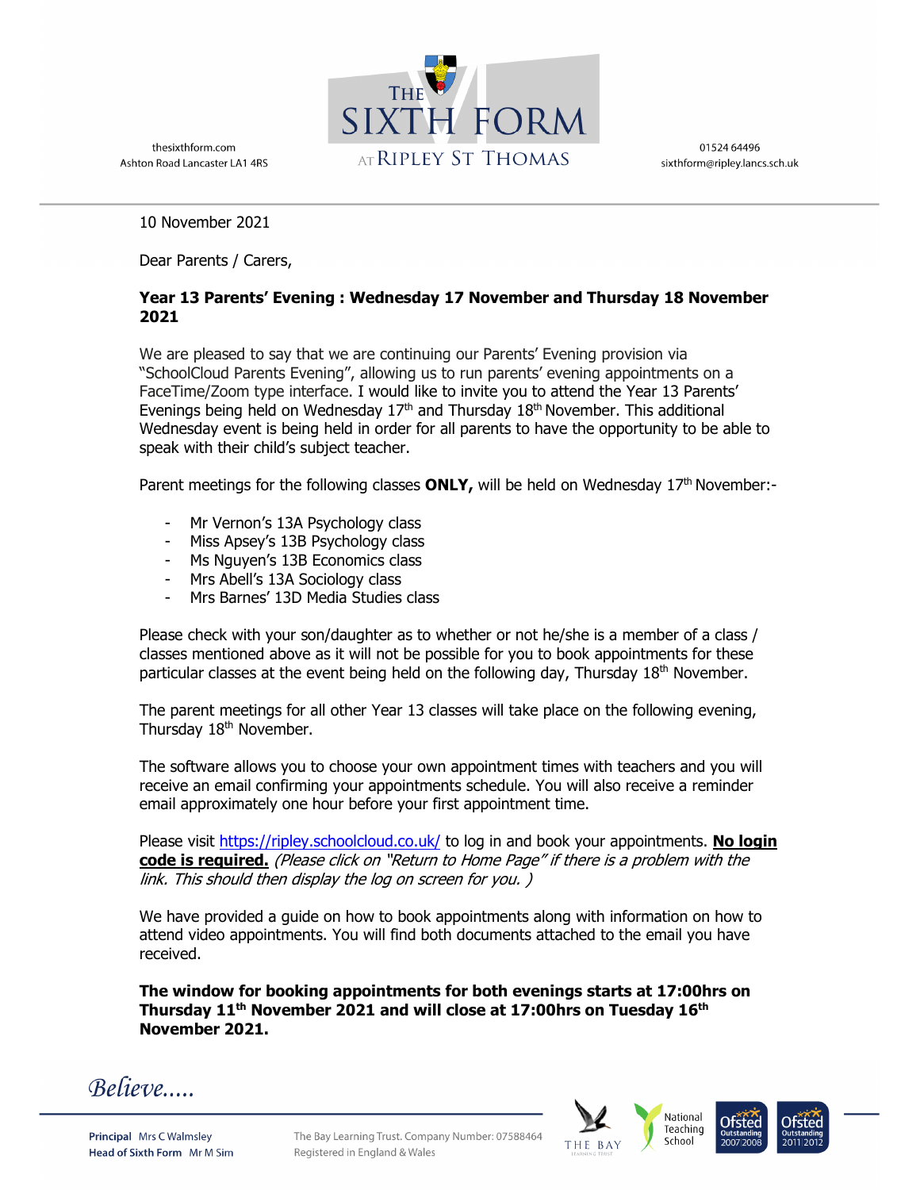thesixthform.com
Ashton Road Lancaster LA1 4RS

THE SIXTH FORM AT RIPLEY ST THOMAS

01524 64496
sixthform@ripley.lancs.sch.uk

10 November 2021

Dear Parents / Carers,

**Year 13 Parents' Evening : Wednesday 17 November and Thursday 18 November 2021**

We are pleased to say that we are continuing our Parents' Evening provision via "SchoolCloud Parents Evening", allowing us to run parents' evening appointments on a FaceTime/Zoom type interface. I would like to invite you to attend the Year 13 Parents' Evenings being held on Wednesday 17th and Thursday 18th November. This additional Wednesday event is being held in order for all parents to have the opportunity to be able to speak with their child's subject teacher.

Parent meetings for the following classes **ONLY,** will be held on Wednesday 17th November:-

- Mr Vernon's 13A Psychology class
- Miss Apsey's 13B Psychology class
- Ms Nguyen's 13B Economics class
- Mrs Abell's 13A Sociology class
- Mrs Barnes' 13D Media Studies class

Please check with your son/daughter as to whether or not he/she is a member of a class / classes mentioned above as it will not be possible for you to book appointments for these particular classes at the event being held on the following day, Thursday 18th November.

The parent meetings for all other Year 13 classes will take place on the following evening, Thursday 18th November.

The software allows you to choose your own appointment times with teachers and you will receive an email confirming your appointments schedule. You will also receive a reminder email approximately one hour before your first appointment time.

Please visit https://ripley.schoolcloud.co.uk/ to log in and book your appointments. **No login code is required.** *(Please click on "Return to Home Page" if there is a problem with the link. This should then display the log on screen for you. )*

We have provided a guide on how to book appointments along with information on how to attend video appointments. You will find both documents attached to the email you have received.

**The window for booking appointments for both evenings starts at 17:00hrs on Thursday 11th November 2021 and will close at 17:00hrs on Tuesday 16th November 2021.**

*Believe.....*

**Principal** Mrs C Walmsley
**Head of Sixth Form** Mr M Sim

The Bay Learning Trust. Company Number: 07588464
Registered in England & Wales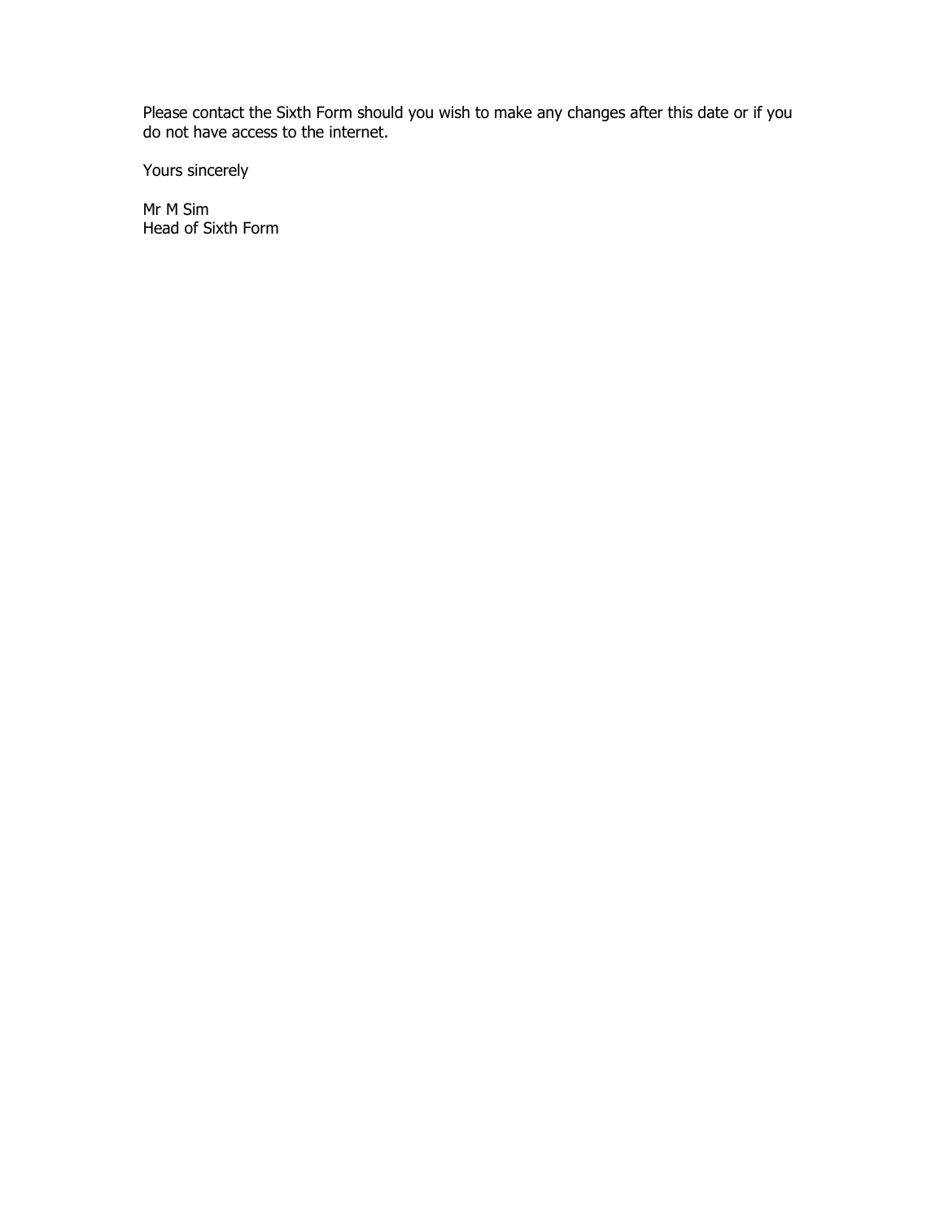Please contact the Sixth Form should you wish to make any changes after this date or if you do not have access to the internet.

Yours sincerely

Mr M Sim
Head of Sixth Form